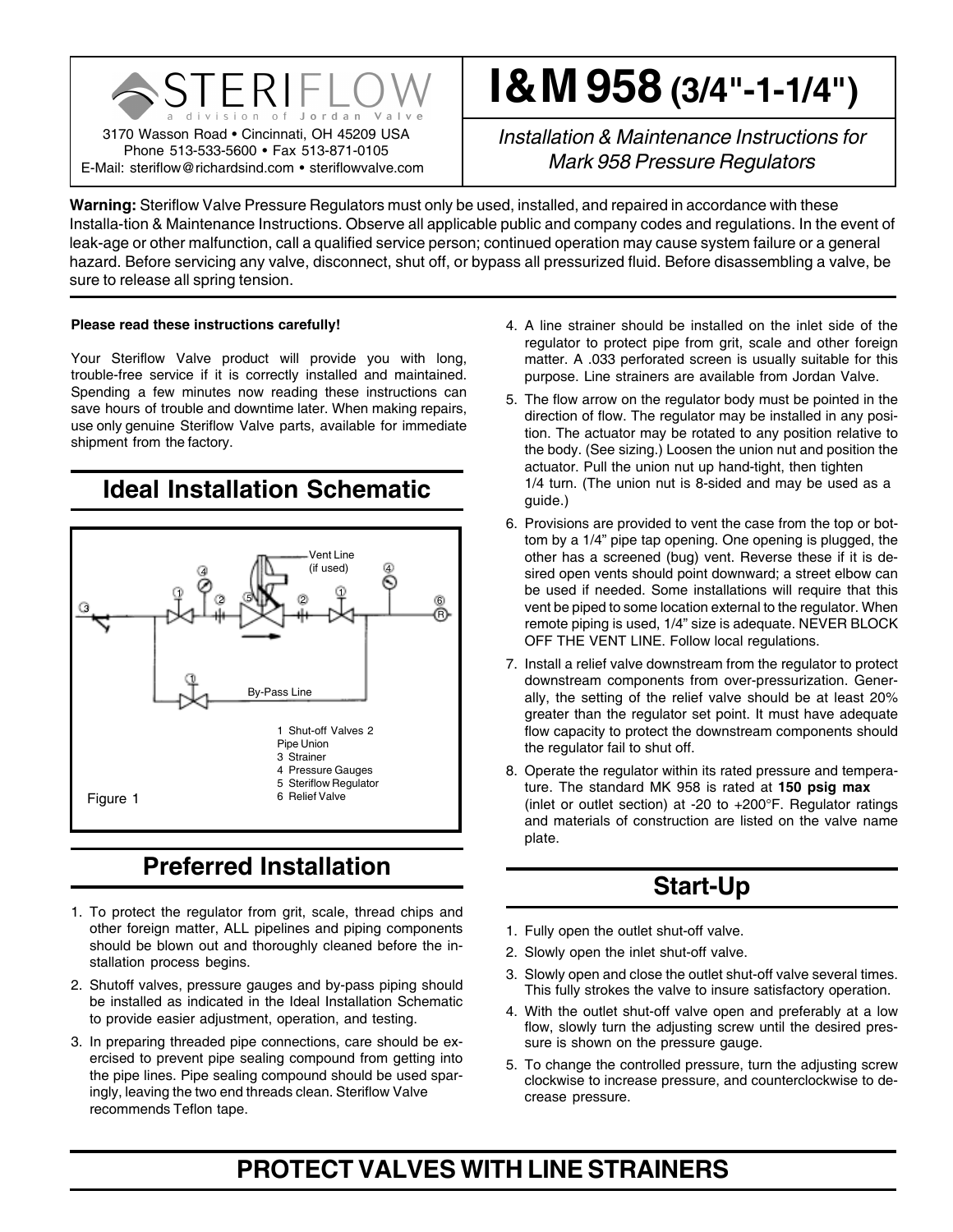STERIFLOW
a division of Jordan Valve

3170 Wasson Road • Cincinnati, OH 45209 USA
Phone 513-533-5600 • Fax 513-871-0105
E-Mail: steriflow@richardsind.com • steriflowvalve.com

# I&M 958 (3/4"-1-1/4")

*Installation & Maintenance Instructions for Mark 958 Pressure Regulators*

**Warning:** Steriflow Valve Pressure Regulators must only be used, installed, and repaired in accordance with these Installa-tion & Maintenance Instructions. Observe all applicable public and company codes and regulations. In the event of leak-age or other malfunction, call a qualified service person; continued operation may cause system failure or a general hazard. Before servicing any valve, disconnect, shut off, or bypass all pressurized fluid. Before disassembling a valve, be sure to release all spring tension.

**Please read these instructions carefully!**

Your Steriflow Valve product will provide you with long, trouble-free service if it is correctly installed and maintained. Spending a few minutes now reading these instructions can save hours of trouble and downtime later. When making repairs, use only genuine Steriflow Valve parts, available for immediate shipment from the factory.

## Ideal Installation Schematic

Vent Line (if used)

By-Pass Line

1 Shut-off Valves
2 Pipe Union
3 Strainer
4 Pressure Gauges
5 Steriflow Regulator
6 Relief Valve

Figure 1

## Preferred Installation

1. To protect the regulator from grit, scale, thread chips and other foreign matter, ALL pipelines and piping components should be blown out and thoroughly cleaned before the installation process begins.
2. Shutoff valves, pressure gauges and by-pass piping should be installed as indicated in the Ideal Installation Schematic to provide easier adjustment, operation, and testing.
3. In preparing threaded pipe connections, care should be exercised to prevent pipe sealing compound from getting into the pipe lines. Pipe sealing compound should be used sparingly, leaving the two end threads clean. Steriflow Valve recommends Teflon tape.
4. A line strainer should be installed on the inlet side of the regulator to protect pipe from grit, scale and other foreign matter. A .033 perforated screen is usually suitable for this purpose. Line strainers are available from Jordan Valve.
5. The flow arrow on the regulator body must be pointed in the direction of flow. The regulator may be installed in any position. The actuator may be rotated to any position relative to the body. (See sizing.) Loosen the union nut and position the actuator. Pull the union nut up hand-tight, then tighten 1/4 turn. (The union nut is 8-sided and may be used as a guide.)
6. Provisions are provided to vent the case from the top or bottom by a 1/4" pipe tap opening. One opening is plugged, the other has a screened (bug) vent. Reverse these if it is desired open vents should point downward; a street elbow can be used if needed. Some installations will require that this vent be piped to some location external to the regulator. When remote piping is used, 1/4" size is adequate. NEVER BLOCK OFF THE VENT LINE. Follow local regulations.
7. Install a relief valve downstream from the regulator to protect downstream components from over-pressurization. Generally, the setting of the relief valve should be at least 20% greater than the regulator set point. It must have adequate flow capacity to protect the downstream components should the regulator fail to shut off.
8. Operate the regulator within its rated pressure and temperature. The standard MK 958 is rated at **150 psig max** (inlet or outlet section) at -20 to +200°F. Regulator ratings and materials of construction are listed on the valve name plate.

## Start-Up

1. Fully open the outlet shut-off valve.
2. Slowly open the inlet shut-off valve.
3. Slowly open and close the outlet shut-off valve several times. This fully strokes the valve to insure satisfactory operation.
4. With the outlet shut-off valve open and preferably at a low flow, slowly turn the adjusting screw until the desired pressure is shown on the pressure gauge.
5. To change the controlled pressure, turn the adjusting screw clockwise to increase pressure, and counterclockwise to decrease pressure.

## PROTECT VALVES WITH LINE STRAINERS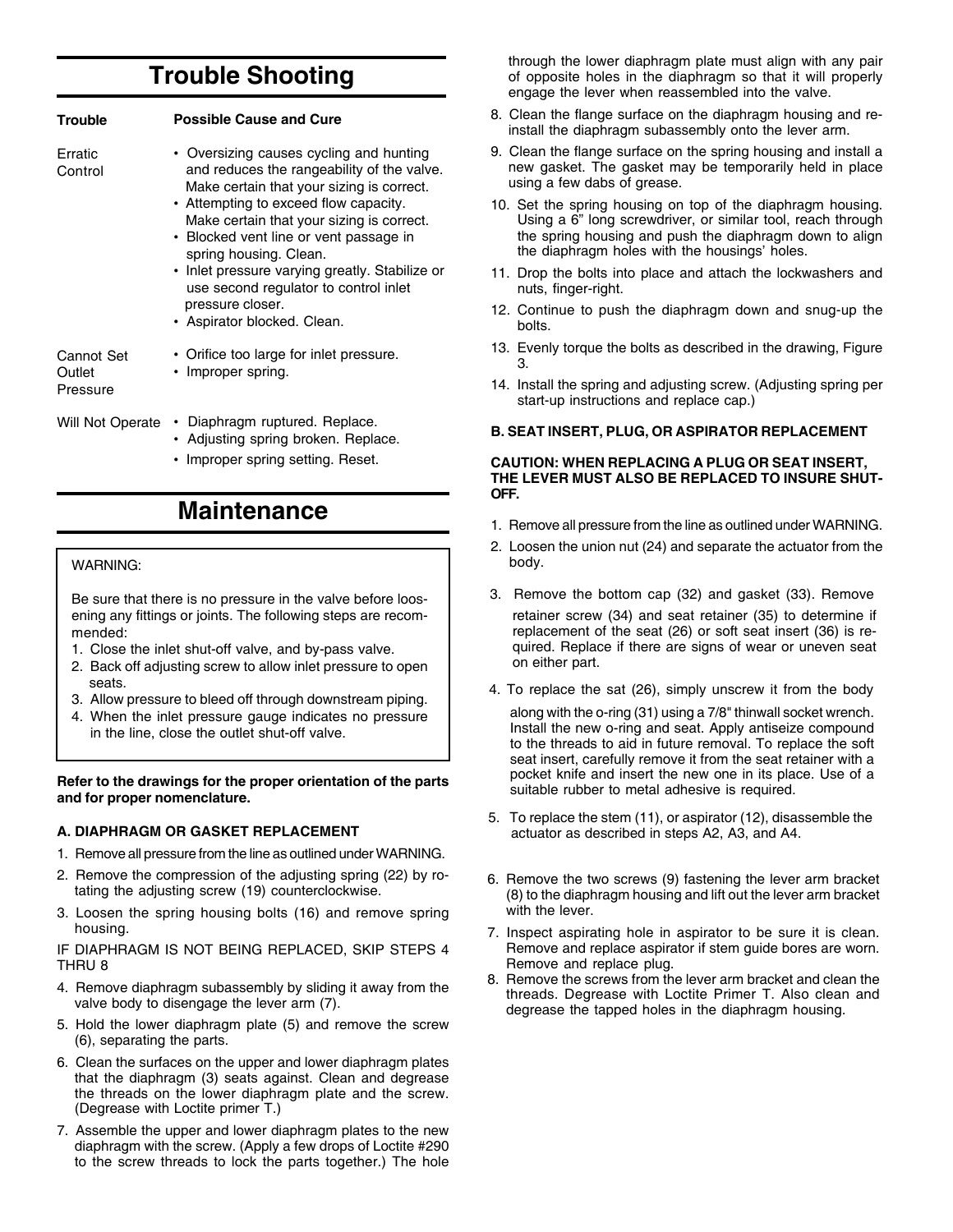# Trouble Shooting

| Trouble | Possible Cause and Cure |
|---|---|
| Erratic Control | • Oversizing causes cycling and hunting and reduces the rangeability of the valve. Make certain that your sizing is correct.<br>• Attempting to exceed flow capacity. Make certain that your sizing is correct.<br>• Blocked vent line or vent passage in spring housing. Clean.<br>• Inlet pressure varying greatly. Stabilize or use second regulator to control inlet pressure closer.<br>• Aspirator blocked. Clean. |
| Cannot Set Outlet Pressure | • Orifice too large for inlet pressure.<br>• Improper spring. |
| Will Not Operate | • Diaphragm ruptured. Replace.<br>• Adjusting spring broken. Replace.<br>• Improper spring setting. Reset. |

# Maintenance

> WARNING:
>
> Be sure that there is no pressure in the valve before loosening any fittings or joints. The following steps are recommended:
> 1. Close the inlet shut-off valve, and by-pass valve.
> 2. Back off adjusting screw to allow inlet pressure to open seats.
> 3. Allow pressure to bleed off through downstream piping.
> 4. When the inlet pressure gauge indicates no pressure in the line, close the outlet shut-off valve.

**Refer to the drawings for the proper orientation of the parts and for proper nomenclature.**

### A. DIAPHRAGM OR GASKET REPLACEMENT

1. Remove all pressure from the line as outlined under WARNING.
2. Remove the compression of the adjusting spring (22) by rotating the adjusting screw (19) counterclockwise.
3. Loosen the spring housing bolts (16) and remove spring housing.

IF DIAPHRAGM IS NOT BEING REPLACED, SKIP STEPS 4 THRU 8

4. Remove diaphragm subassembly by sliding it away from the valve body to disengage the lever arm (7).
5. Hold the lower diaphragm plate (5) and remove the screw (6), separating the parts.
6. Clean the surfaces on the upper and lower diaphragm plates that the diaphragm (3) seats against. Clean and degrease the threads on the lower diaphragm plate and the screw. (Degrease with Loctite primer T.)
7. Assemble the upper and lower diaphragm plates to the new diaphragm with the screw. (Apply a few drops of Loctite #290 to the screw threads to lock the parts together.) The hole through the lower diaphragm plate must align with any pair of opposite holes in the diaphragm so that it will properly engage the lever when reassembled into the valve.
8. Clean the flange surface on the diaphragm housing and reinstall the diaphragm subassembly onto the lever arm.
9. Clean the flange surface on the spring housing and install a new gasket. The gasket may be temporarily held in place using a few dabs of grease.
10. Set the spring housing on top of the diaphragm housing. Using a 6" long screwdriver, or similar tool, reach through the spring housing and push the diaphragm down to align the diaphragm holes with the housings' holes.
11. Drop the bolts into place and attach the lockwashers and nuts, finger-right.
12. Continue to push the diaphragm down and snug-up the bolts.
13. Evenly torque the bolts as described in the drawing, Figure 3.
14. Install the spring and adjusting screw. (Adjusting spring per start-up instructions and replace cap.)

### B. SEAT INSERT, PLUG, OR ASPIRATOR REPLACEMENT

**CAUTION: WHEN REPLACING A PLUG OR SEAT INSERT, THE LEVER MUST ALSO BE REPLACED TO INSURE SHUT-OFF.**

1. Remove all pressure from the line as outlined under WARNING.
2. Loosen the union nut (24) and separate the actuator from the body.
3. Remove the bottom cap (32) and gasket (33). Remove retainer screw (34) and seat retainer (35) to determine if replacement of the seat (26) or soft seat insert (36) is required. Replace if there are signs of wear or uneven seat on either part.
4. To replace the sat (26), simply unscrew it from the body along with the o-ring (31) using a 7/8" thinwall socket wrench. Install the new o-ring and seat. Apply antiseize compound to the threads to aid in future removal. To replace the soft seat insert, carefully remove it from the seat retainer with a pocket knife and insert the new one in its place. Use of a suitable rubber to metal adhesive is required.
5. To replace the stem (11), or aspirator (12), disassemble the actuator as described in steps A2, A3, and A4.
6. Remove the two screws (9) fastening the lever arm bracket (8) to the diaphragm housing and lift out the lever arm bracket with the lever.
7. Inspect aspirating hole in aspirator to be sure it is clean. Remove and replace aspirator if stem guide bores are worn. Remove and replace plug.
8. Remove the screws from the lever arm bracket and clean the threads. Degrease with Loctite Primer T. Also clean and degrease the tapped holes in the diaphragm housing.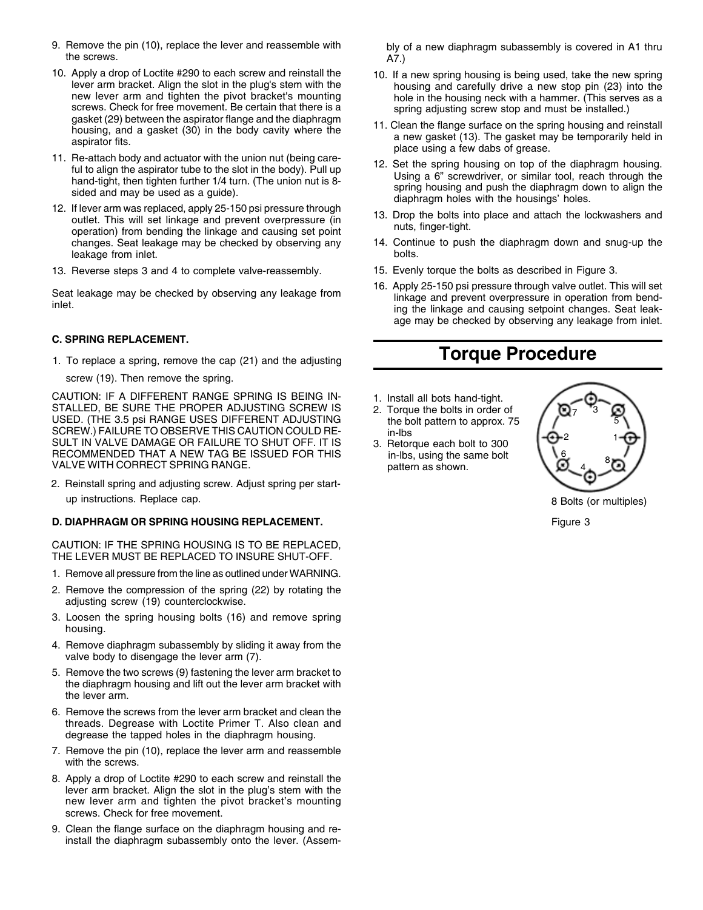9. Remove the pin (10), replace the lever and reassemble with the screws.
10. Apply a drop of Loctite #290 to each screw and reinstall the lever arm bracket. Align the slot in the plug's stem with the new lever arm and tighten the pivot bracket's mounting screws. Check for free movement. Be certain that there is a gasket (29) between the aspirator flange and the diaphragm housing, and a gasket (30) in the body cavity where the aspirator fits.
11. Re-attach body and actuator with the union nut (being careful to align the aspirator tube to the slot in the body). Pull up hand-tight, then tighten further 1/4 turn. (The union nut is 8-sided and may be used as a guide).
12. If lever arm was replaced, apply 25-150 psi pressure through outlet. This will set linkage and prevent overpressure (in operation) from bending the linkage and causing set point changes. Seat leakage may be checked by observing any leakage from inlet.
13. Reverse steps 3 and 4 to complete valve-reassembly.

Seat leakage may be checked by observing any leakage from inlet.

**C. SPRING REPLACEMENT.**

1. To replace a spring, remove the cap (21) and the adjusting screw (19). Then remove the spring.

CAUTION: IF A DIFFERENT RANGE SPRING IS BEING INSTALLED, BE SURE THE PROPER ADJUSTING SCREW IS USED. (THE 3.5 psi RANGE USES DIFFERENT ADJUSTING SCREW.) FAILURE TO OBSERVE THIS CAUTION COULD RESULT IN VALVE DAMAGE OR FAILURE TO SHUT OFF. IT IS RECOMMENDED THAT A NEW TAG BE ISSUED FOR THIS VALVE WITH CORRECT SPRING RANGE.

2. Reinstall spring and adjusting screw. Adjust spring per start-up instructions. Replace cap.

**D. DIAPHRAGM OR SPRING HOUSING REPLACEMENT.**

CAUTION: IF THE SPRING HOUSING IS TO BE REPLACED, THE LEVER MUST BE REPLACED TO INSURE SHUT-OFF.

1. Remove all pressure from the line as outlined under WARNING.
2. Remove the compression of the spring (22) by rotating the adjusting screw (19) counterclockwise.
3. Loosen the spring housing bolts (16) and remove spring housing.
4. Remove diaphragm subassembly by sliding it away from the valve body to disengage the lever arm (7).
5. Remove the two screws (9) fastening the lever arm bracket to the diaphragm housing and lift out the lever arm bracket with the lever arm.
6. Remove the screws from the lever arm bracket and clean the threads. Degrease with Loctite Primer T. Also clean and degrease the tapped holes in the diaphragm housing.
7. Remove the pin (10), replace the lever arm and reassemble with the screws.
8. Apply a drop of Loctite #290 to each screw and reinstall the lever arm bracket. Align the slot in the plug's stem with the new lever arm and tighten the pivot bracket's mounting screws. Check for free movement.
9. Clean the flange surface on the diaphragm housing and reinstall the diaphragm subassembly onto the lever. (Assembly of a new diaphragm subassembly is covered in A1 thru A7.)
10. If a new spring housing is being used, take the new spring housing and carefully drive a new stop pin (23) into the hole in the housing neck with a hammer. (This serves as a spring adjusting screw stop and must be installed.)
11. Clean the flange surface on the spring housing and reinstall a new gasket (13). The gasket may be temporarily held in place using a few dabs of grease.
12. Set the spring housing on top of the diaphragm housing. Using a 6" screwdriver, or similar tool, reach through the spring housing and push the diaphragm down to align the diaphragm holes with the housings' holes.
13. Drop the bolts into place and attach the lockwashers and nuts, finger-tight.
14. Continue to push the diaphragm down and snug-up the bolts.
15. Evenly torque the bolts as described in Figure 3.
16. Apply 25-150 psi pressure through valve outlet. This will set linkage and prevent overpressure in operation from bending the linkage and causing setpoint changes. Seat leakage may be checked by observing any leakage from inlet.

# Torque Procedure

1. Install all bots hand-tight.
2. Torque the bolts in order of the bolt pattern to approx. 75 in-lbs
3. Retorque each bolt to 300 in-lbs, using the same bolt pattern as shown.

8 Bolts (or multiples)

Figure 3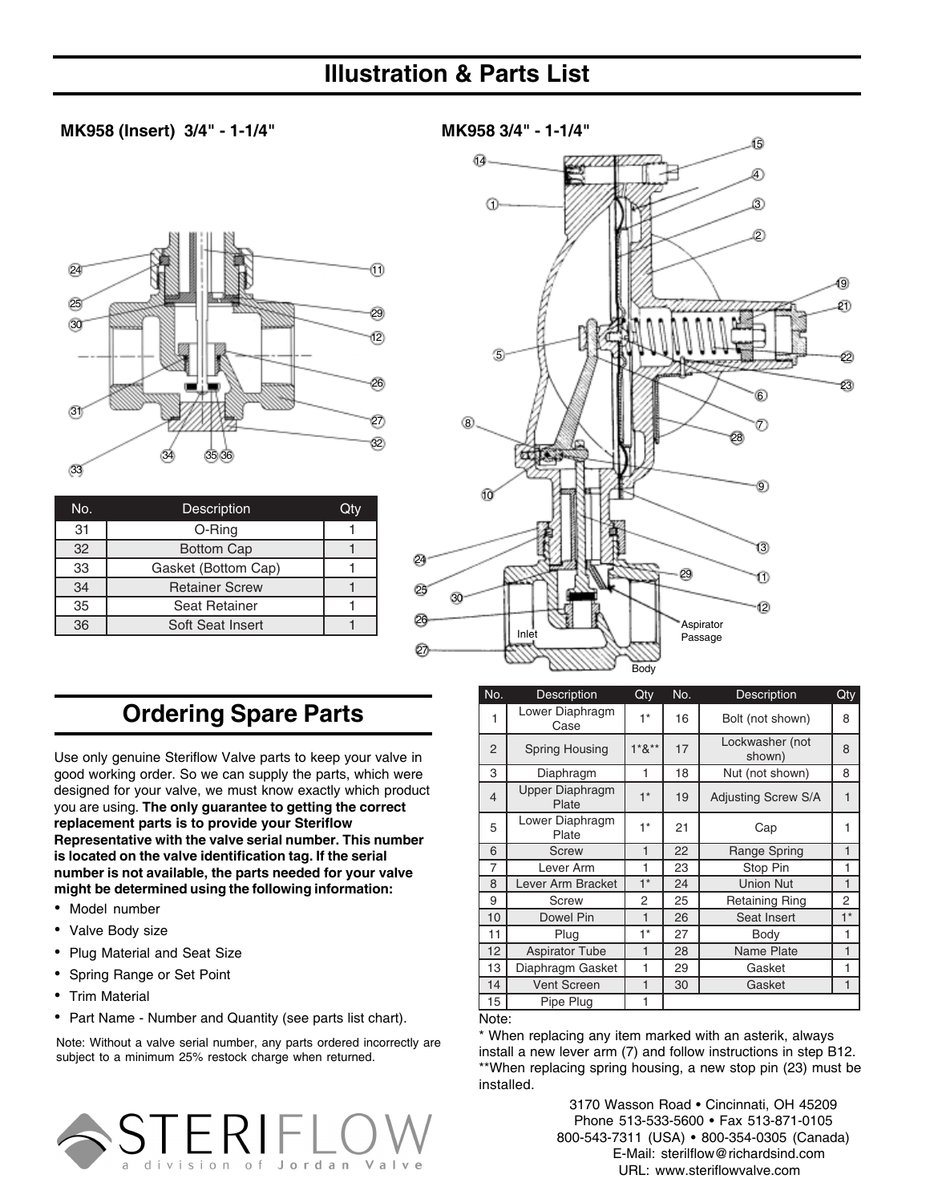# Illustration & Parts List

**MK958 (Insert) 3/4" - 1-1/4"**

**MK958 3/4" - 1-1/4"**

24
25
30
31
33
34
35 36
11
29
12
26
27
32

14
1
15
4
3
2
19
21
5
22
23
6
7
8
28
10
9
13
24
25
30
29
11
26
12
27
Inlet
Aspirator
Passage
Body

| No. | Description | Qty |
|---|---|---|
| 31 | O-Ring | 1 |
| 32 | Bottom Cap | 1 |
| 33 | Gasket (Bottom Cap) | 1 |
| 34 | Retainer Screw | 1 |
| 35 | Seat Retainer | 1 |
| 36 | Soft Seat Insert | 1 |

| No. | Description | Qty | No. | Description | Qty |
|---|---|---|---|---|---|
| 1 | Lower Diaphragm Case | 1* | 16 | Bolt (not shown) | 8 |
| 2 | Spring Housing | 1*&** | 17 | Lockwasher (not shown) | 8 |
| 3 | Diaphragm | 1 | 18 | Nut (not shown) | 8 |
| 4 | Upper Diaphragm Plate | 1* | 19 | Adjusting Screw S/A | 1 |
| 5 | Lower Diaphragm Plate | 1* | 21 | Cap | 1 |
| 6 | Screw | 1 | 22 | Range Spring | 1 |
| 7 | Lever Arm | 1 | 23 | Stop Pin | 1 |
| 8 | Lever Arm Bracket | 1* | 24 | Union Nut | 1 |
| 9 | Screw | 2 | 25 | Retaining Ring | 2 |
| 10 | Dowel Pin | 1 | 26 | Seat Insert | 1* |
| 11 | Plug | 1* | 27 | Body | 1 |
| 12 | Aspirator Tube | 1 | 28 | Name Plate | 1 |
| 13 | Diaphragm Gasket | 1 | 29 | Gasket | 1 |
| 14 | Vent Screen | 1 | 30 | Gasket | 1 |
| 15 | Pipe Plug | 1 | | | |

Note:
* When replacing any item marked with an asterik, always install a new lever arm (7) and follow instructions in step B12.
**When replacing spring housing, a new stop pin (23) must be installed.

# Ordering Spare Parts

Use only genuine Steriflow Valve parts to keep your valve in good working order. So we can supply the parts, which were designed for your valve, we must know exactly which product you are using. **The only guarantee to getting the correct replacement parts is to provide your Steriflow Representative with the valve serial number. This number is located on the valve identification tag. If the serial number is not available, the parts needed for your valve might be determined using the following information:**

- Model number
- Valve Body size
- Plug Material and Seat Size
- Spring Range or Set Point
- Trim Material
- Part Name - Number and Quantity (see parts list chart).

Note: Without a valve serial number, any parts ordered incorrectly are subject to a minimum 25% restock charge when returned.

STERIFLOW
a division of Jordan Valve

3170 Wasson Road • Cincinnati, OH 45209
Phone 513-533-5600 • Fax 513-871-0105
800-543-7311 (USA) • 800-354-0305 (Canada)
E-Mail: sterilflow@richardsind.com
URL: www.steriflowvalve.com